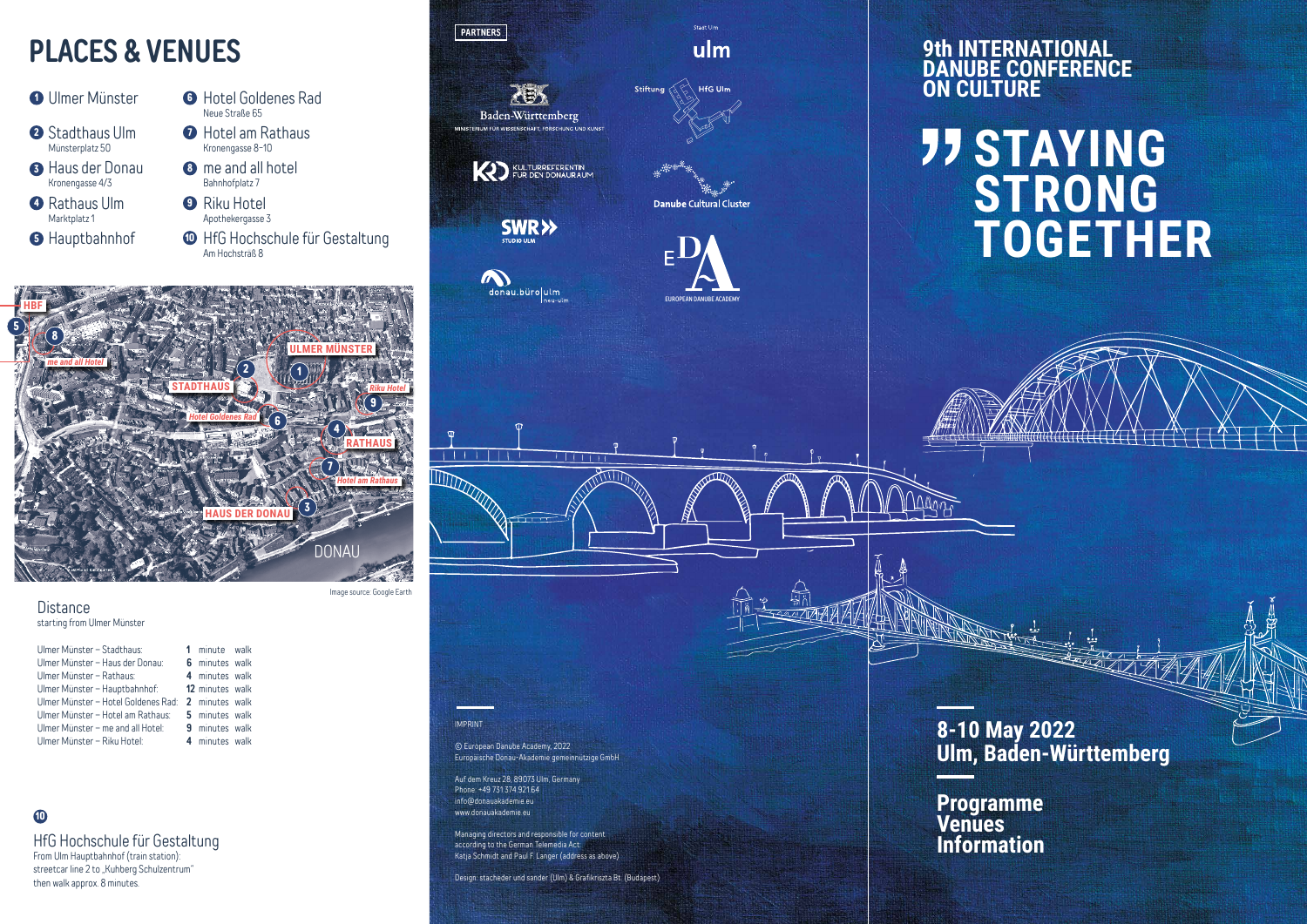# PLACES & VENUES

1. Ulmer Münster
2. Stadthaus Ulm  
   Münsterplatz 50
3. Haus der Donau  
   Kronengasse 4/3
4. Rathaus Ulm  
   Marktplatz 1
5. Hauptbahnhof
6. Hotel Goldenes Rad  
   Neue Straße 65
7. Hotel am Rathaus  
   Kronengasse 8-10
8. me and all hotel  
   Bahnhofplatz 7
9. Riku Hotel  
   Apothekergasse 3
10. HfG Hochschule für Gestaltung  
    Am Hochsträß 8

Image source: Google Earth

## Distance

starting from Ulmer Münster

| Route | Time | |
|---|---|---|
| Ulmer Münster – Stadthaus: | **1** minute | walk |
| Ulmer Münster – Haus der Donau: | **6** minutes | walk |
| Ulmer Münster – Rathaus: | **4** minutes | walk |
| Ulmer Münster – Hauptbahnhof: | **12** minutes | walk |
| Ulmer Münster – Hotel Goldenes Rad: | **2** minutes | walk |
| Ulmer Münster – Hotel am Rathaus: | **5** minutes | walk |
| Ulmer Münster – me and all Hotel: | **9** minutes | walk |
| Ulmer Münster – Riku Hotel: | **4** minutes | walk |

**10**

HfG Hochschule für Gestaltung

From Ulm Hauptbahnhof (train station):
streetcar line 2 to „Kuhberg Schulzentrum"
then walk approx. 8 minutes.

**PARTNERS**

Stadt Ulm – ulm

Baden-Württemberg – Ministerium für Wissenschaft, Forschung und Kunst

Stiftung HfG Ulm

Kulturreferentin für den Donauraum

Danube Cultural Cluster

SWR Studio Ulm

donau.büro ulm | neu-ulm

European Danube Academy

IMPRINT

© European Danube Academy, 2022
Europäische Donau-Akademie gemeinnützige GmbH

Auf dem Kreuz 28, 89073 Ulm, Germany
Phone: +49 731 374 921 64
info@donauakademie.eu
www.donauakademie.eu

Managing directors and responsible for content
according to the German Telemedia Act:
Katja Schmidt and Paul F. Langer (address as above)

Design: stacheder und sander (Ulm) & Grafikriszta Bt. (Budapest)

# 9th INTERNATIONAL DANUBE CONFERENCE ON CULTURE

# "STAYING STRONG TOGETHER

**8-10 May 2022**
**Ulm, Baden-Württemberg**

**Programme**
**Venues**
**Information**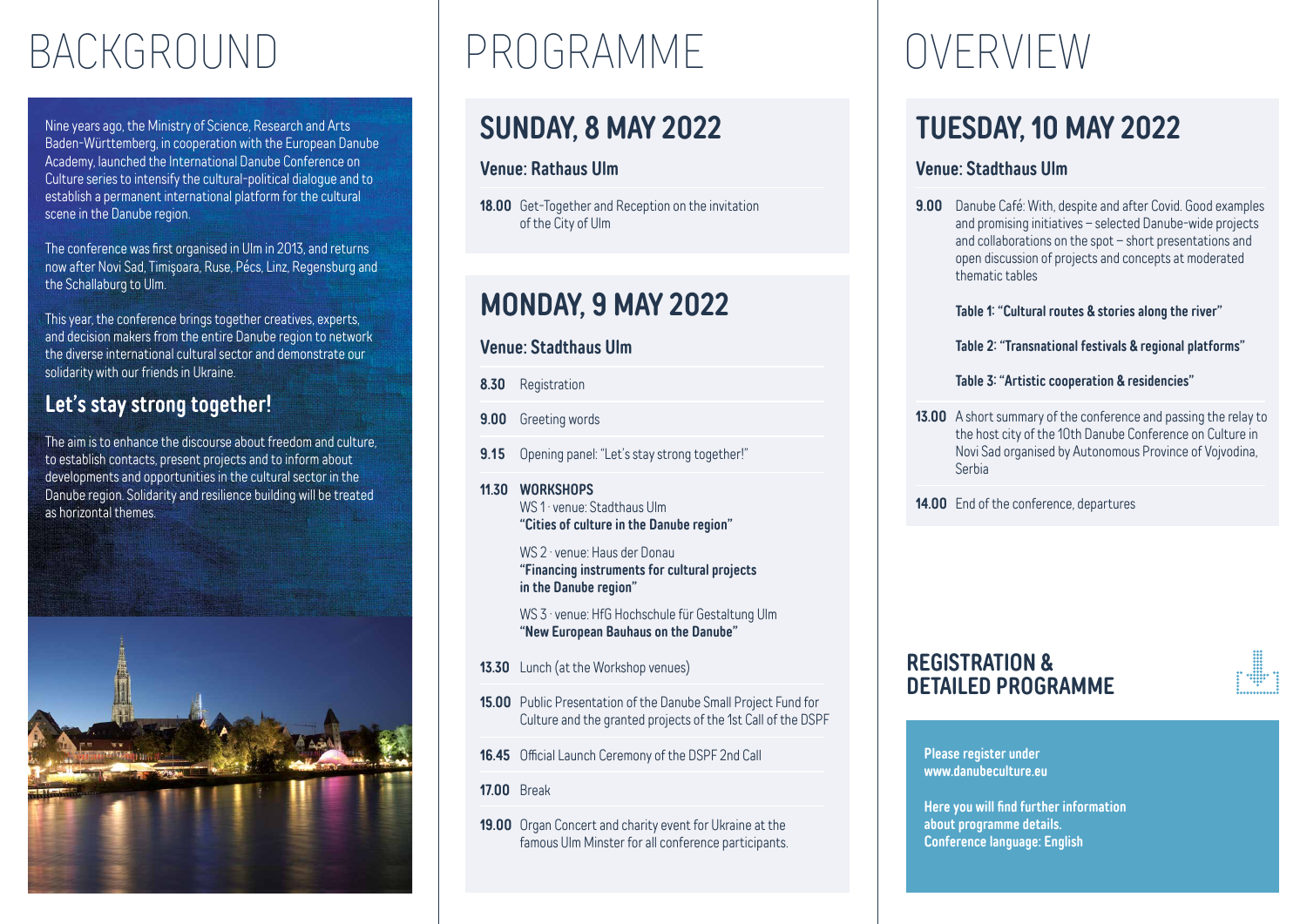# BACKGROUND

Nine years ago, the Ministry of Science, Research and Arts Baden-Württemberg, in cooperation with the European Danube Academy, launched the International Danube Conference on Culture series to intensify the cultural-political dialogue and to establish a permanent international platform for the cultural scene in the Danube region.

The conference was first organised in Ulm in 2013, and returns now after Novi Sad, Timişoara, Ruse, Pécs, Linz, Regensburg and the Schallaburg to Ulm.

This year, the conference brings together creatives, experts, and decision makers from the entire Danube region to network the diverse international cultural sector and demonstrate our solidarity with our friends in Ukraine.

## Let's stay strong together!

The aim is to enhance the discourse about freedom and culture, to establish contacts, present projects and to inform about developments and opportunities in the cultural sector in the Danube region. Solidarity and resilience building will be treated as horizontal themes.

# PROGRAMME

## SUNDAY, 8 MAY 2022

### Venue: Rathaus Ulm

**18.00** Get-Together and Reception on the invitation of the City of Ulm

## MONDAY, 9 MAY 2022

### Venue: Stadthaus Ulm

**8.30** Registration

**9.00** Greeting words

**9.15** Opening panel: "Let's stay strong together!"

**11.30** **WORKSHOPS**

WS 1 · venue: Stadthaus Ulm
**"Cities of culture in the Danube region"**

WS 2 · venue: Haus der Donau
**"Financing instruments for cultural projects in the Danube region"**

WS 3 · venue: HfG Hochschule für Gestaltung Ulm
**"New European Bauhaus on the Danube"**

**13.30** Lunch (at the Workshop venues)

**15.00** Public Presentation of the Danube Small Project Fund for Culture and the granted projects of the 1st Call of the DSPF

**16.45** Official Launch Ceremony of the DSPF 2nd Call

**17.00** Break

**19.00** Organ Concert and charity event for Ukraine at the famous Ulm Minster for all conference participants.

# OVERVIEW

## TUESDAY, 10 MAY 2022

### Venue: Stadthaus Ulm

**9.00** Danube Café: With, despite and after Covid. Good examples and promising initiatives – selected Danube-wide projects and collaborations on the spot – short presentations and open discussion of projects and concepts at moderated thematic tables

**Table 1: "Cultural routes & stories along the river"**

**Table 2: "Transnational festivals & regional platforms"**

**Table 3: "Artistic cooperation & residencies"**

**13.00** A short summary of the conference and passing the relay to the host city of the 10th Danube Conference on Culture in Novi Sad organised by Autonomous Province of Vojvodina, Serbia

**14.00** End of the conference, departures

## REGISTRATION & DETAILED PROGRAMME

**Please register under www.danubeculture.eu**

**Here you will find further information about programme details.**
**Conference language: English**